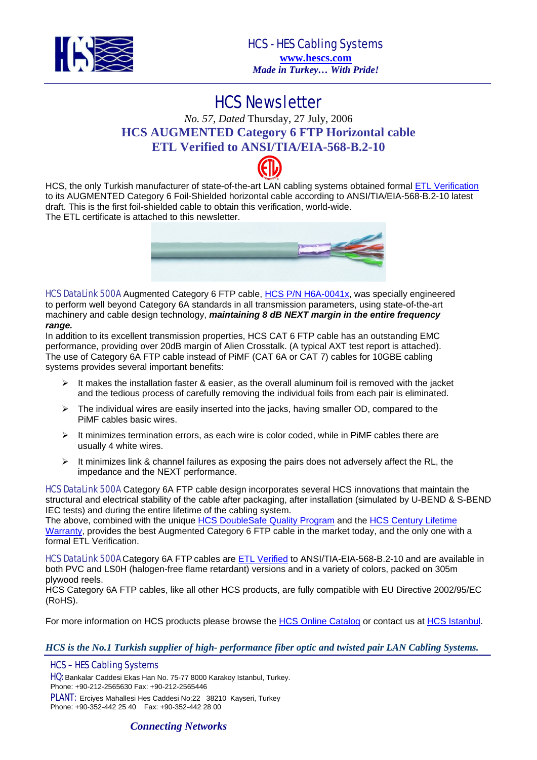HCS - HES Cabling Systems
**www.hescs.com**
***Made in Turkey… With Pride!***

# HCS Newsletter

*No. 57, Dated* Thursday, 27 July, 2006

## HCS AUGMENTED Category 6 FTP Horizontal cable ETL Verified to ANSI/TIA/EIA-568-B.2-10

HCS, the only Turkish manufacturer of state-of-the-art LAN cabling systems obtained formal ETL Verification to its AUGMENTED Category 6 Foil-Shielded horizontal cable according to ANSI/TIA/EIA-568-B.2-10 latest draft. This is the first foil-shielded cable to obtain this verification, world-wide.
The ETL certificate is attached to this newsletter.

HCS DataLink 500A Augmented Category 6 FTP cable, HCS P/N H6A-0041x, was specially engineered to perform well beyond Category 6A standards in all transmission parameters, using state-of-the-art machinery and cable design technology, ***maintaining 8 dB NEXT margin in the entire frequency range.***
In addition to its excellent transmission properties, HCS CAT 6 FTP cable has an outstanding EMC performance, providing over 20dB margin of Alien Crosstalk. (A typical AXT test report is attached). The use of Category 6A FTP cable instead of PiMF (CAT 6A or CAT 7) cables for 10GBE cabling systems provides several important benefits:

- It makes the installation faster & easier, as the overall aluminum foil is removed with the jacket and the tedious process of carefully removing the individual foils from each pair is eliminated.
- The individual wires are easily inserted into the jacks, having smaller OD, compared to the PiMF cables basic wires.
- It minimizes termination errors, as each wire is color coded, while in PiMF cables there are usually 4 white wires.
- It minimizes link & channel failures as exposing the pairs does not adversely affect the RL, the impedance and the NEXT performance.

HCS DataLink 500A Category 6A FTP cable design incorporates several HCS innovations that maintain the structural and electrical stability of the cable after packaging, after installation (simulated by U-BEND & S-BEND IEC tests) and during the entire lifetime of the cabling system.
The above, combined with the unique HCS DoubleSafe Quality Program and the HCS Century Lifetime Warranty, provides the best Augmented Category 6 FTP cable in the market today, and the only one with a formal ETL Verification.

HCS DataLink 500A Category 6A FTP cables are ETL Verified to ANSI/TIA-EIA-568-B.2-10 and are available in both PVC and LS0H (halogen-free flame retardant) versions and in a variety of colors, packed on 305m plywood reels.
HCS Category 6A FTP cables, like all other HCS products, are fully compatible with EU Directive 2002/95/EC (RoHS).

For more information on HCS products please browse the HCS Online Catalog or contact us at HCS Istanbul.

***HCS is the No.1 Turkish supplier of high- performance fiber optic and twisted pair LAN Cabling Systems.***

HCS – HES Cabling Systems
HQ: Bankalar Caddesi Ekas Han No. 75-77 8000 Karakoy Istanbul, Turkey.
Phone: +90-212-2565630 Fax: +90-212-2565446
PLANT: Erciyes Mahallesi Hes Caddesi No:22 38210 Kayseri, Turkey
Phone: +90-352-442 25 40 Fax: +90-352-442 28 00

***Connecting Networks***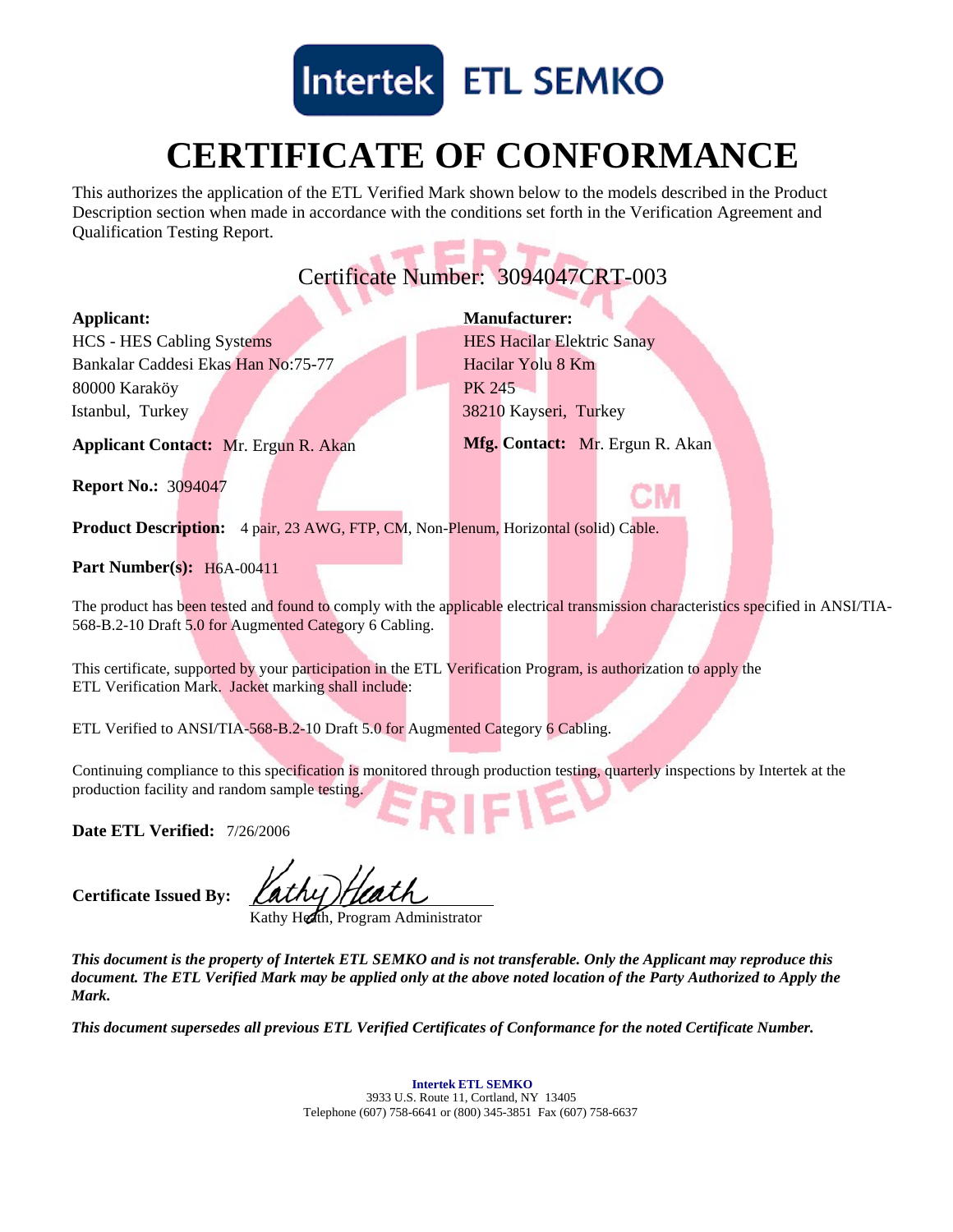Intertek ETL SEMKO

# CERTIFICATE OF CONFORMANCE

This authorizes the application of the ETL Verified Mark shown below to the models described in the Product Description section when made in accordance with the conditions set forth in the Verification Agreement and Qualification Testing Report.

## Certificate Number: 3094047CRT-003

**Applicant:**
HCS - HES Cabling Systems
Bankalar Caddesi Ekas Han No:75-77
80000 Karaköy
Istanbul, Turkey

**Applicant Contact:** Mr. Ergun R. Akan

**Manufacturer:**
HES Hacilar Elektric Sanay
Hacilar Yolu 8 Km
PK 245
38210 Kayseri, Turkey

**Mfg. Contact:** Mr. Ergun R. Akan

**Report No.:** 3094047

**Product Description:** 4 pair, 23 AWG, FTP, CM, Non-Plenum, Horizontal (solid) Cable.

**Part Number(s):** H6A-00411

The product has been tested and found to comply with the applicable electrical transmission characteristics specified in ANSI/TIA-568-B.2-10 Draft 5.0 for Augmented Category 6 Cabling.

This certificate, supported by your participation in the ETL Verification Program, is authorization to apply the ETL Verification Mark. Jacket marking shall include:

ETL Verified to ANSI/TIA-568-B.2-10 Draft 5.0 for Augmented Category 6 Cabling.

Continuing compliance to this specification is monitored through production testing, quarterly inspections by Intertek at the production facility and random sample testing.

**Date ETL Verified:** 7/26/2006

**Certificate Issued By:** Kathy Heath
Kathy Heath, Program Administrator

***This document is the property of Intertek ETL SEMKO and is not transferable. Only the Applicant may reproduce this document. The ETL Verified Mark may be applied only at the above noted location of the Party Authorized to Apply the Mark.***

***This document supersedes all previous ETL Verified Certificates of Conformance for the noted Certificate Number.***

**Intertek ETL SEMKO**
3933 U.S. Route 11, Cortland, NY 13405
Telephone (607) 758-6641 or (800) 345-3851 Fax (607) 758-6637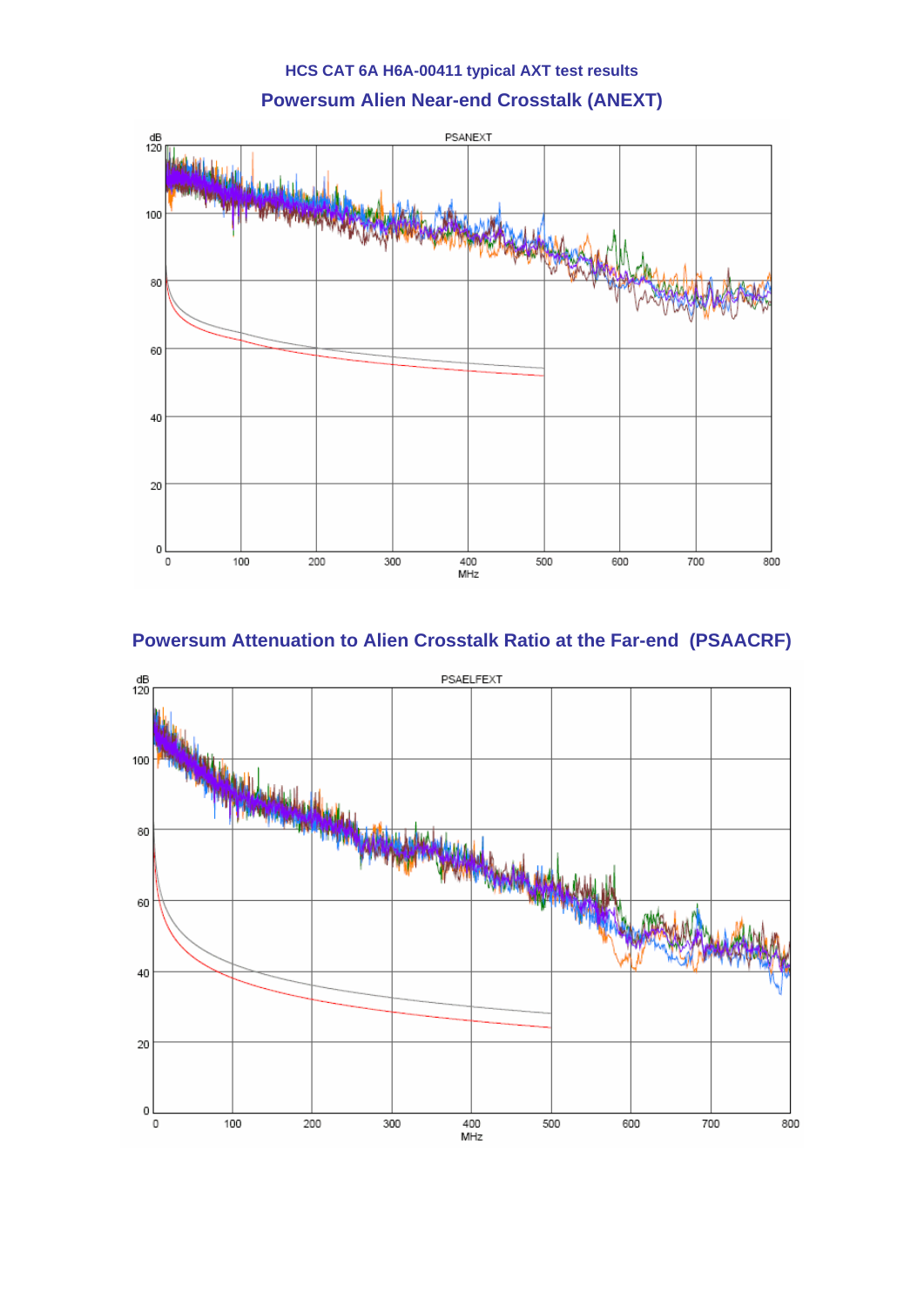**HCS CAT 6A H6A-00411 typical AXT test results**

## Powersum Alien Near-end Crosstalk (ANEXT)

PSANEXT

dB

120

100

80

60

40

20

0

0 100 200 300 400 500 600 700 800

MHz

## Powersum Attenuation to Alien Crosstalk Ratio at the Far-end (PSAACRF)

PSAELFEXT

dB

120

100

80

60

40

20

0

0 100 200 300 400 500 600 700 800

MHz